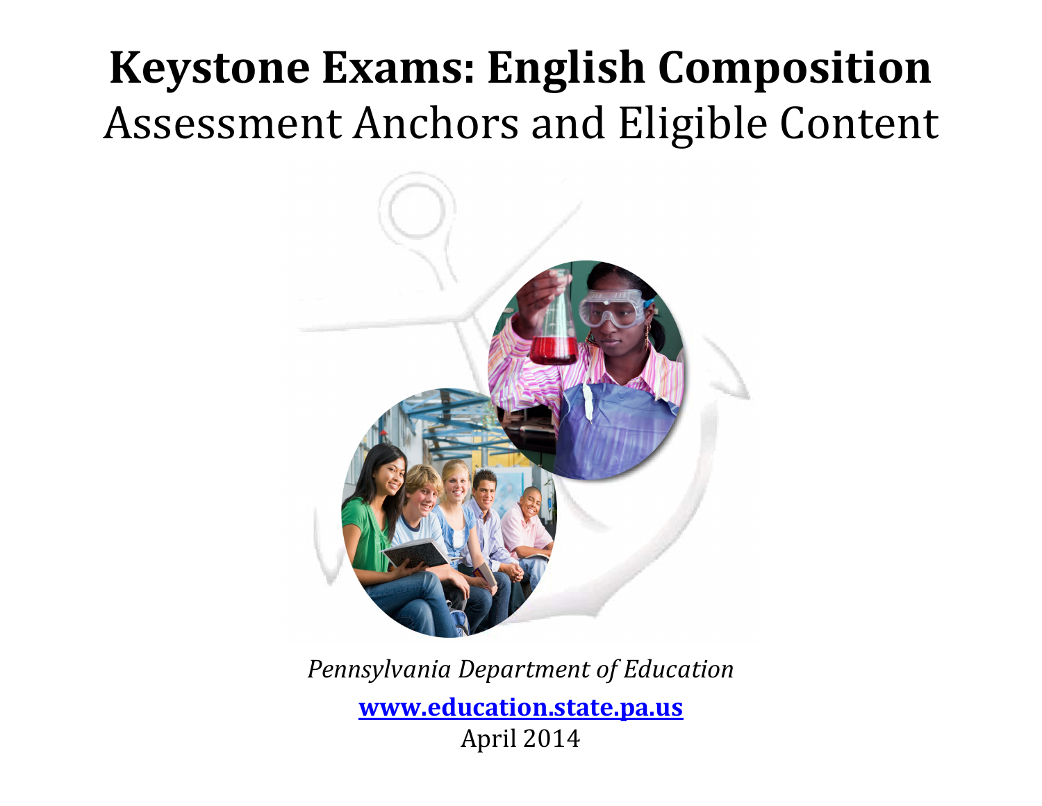# Keystone Exams: English Composition

## Assessment Anchors and Eligible Content

*Pennsylvania Department of Education*

**www.education.state.pa.us**

April 2014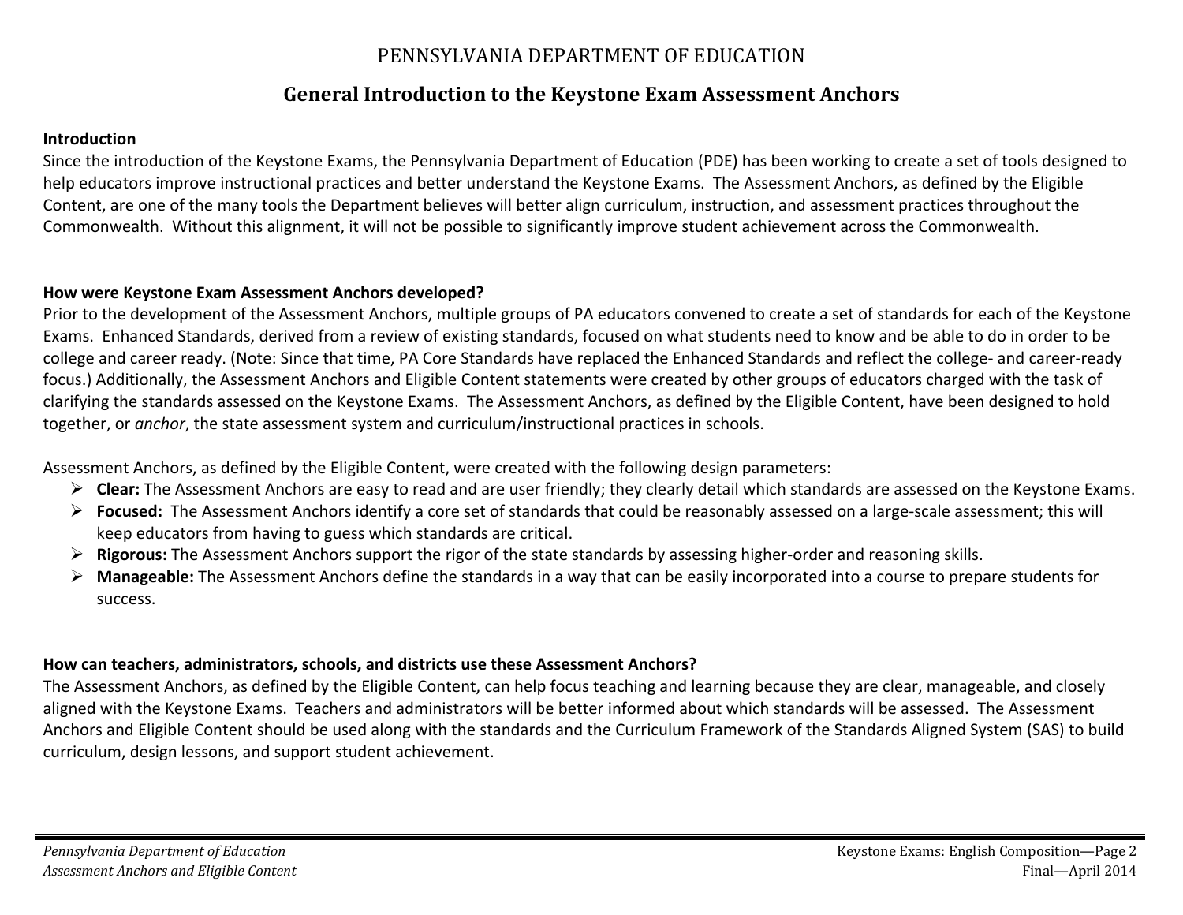PENNSYLVANIA DEPARTMENT OF EDUCATION

# General Introduction to the Keystone Exam Assessment Anchors

**Introduction**

Since the introduction of the Keystone Exams, the Pennsylvania Department of Education (PDE) has been working to create a set of tools designed to help educators improve instructional practices and better understand the Keystone Exams. The Assessment Anchors, as defined by the Eligible Content, are one of the many tools the Department believes will better align curriculum, instruction, and assessment practices throughout the Commonwealth. Without this alignment, it will not be possible to significantly improve student achievement across the Commonwealth.

**How were Keystone Exam Assessment Anchors developed?**

Prior to the development of the Assessment Anchors, multiple groups of PA educators convened to create a set of standards for each of the Keystone Exams. Enhanced Standards, derived from a review of existing standards, focused on what students need to know and be able to do in order to be college and career ready. (Note: Since that time, PA Core Standards have replaced the Enhanced Standards and reflect the college- and career-ready focus.) Additionally, the Assessment Anchors and Eligible Content statements were created by other groups of educators charged with the task of clarifying the standards assessed on the Keystone Exams. The Assessment Anchors, as defined by the Eligible Content, have been designed to hold together, or *anchor*, the state assessment system and curriculum/instructional practices in schools.

Assessment Anchors, as defined by the Eligible Content, were created with the following design parameters:

- **Clear:** The Assessment Anchors are easy to read and are user friendly; they clearly detail which standards are assessed on the Keystone Exams.
- **Focused:** The Assessment Anchors identify a core set of standards that could be reasonably assessed on a large-scale assessment; this will keep educators from having to guess which standards are critical.
- **Rigorous:** The Assessment Anchors support the rigor of the state standards by assessing higher-order and reasoning skills.
- **Manageable:** The Assessment Anchors define the standards in a way that can be easily incorporated into a course to prepare students for success.

**How can teachers, administrators, schools, and districts use these Assessment Anchors?**

The Assessment Anchors, as defined by the Eligible Content, can help focus teaching and learning because they are clear, manageable, and closely aligned with the Keystone Exams. Teachers and administrators will be better informed about which standards will be assessed. The Assessment Anchors and Eligible Content should be used along with the standards and the Curriculum Framework of the Standards Aligned System (SAS) to build curriculum, design lessons, and support student achievement.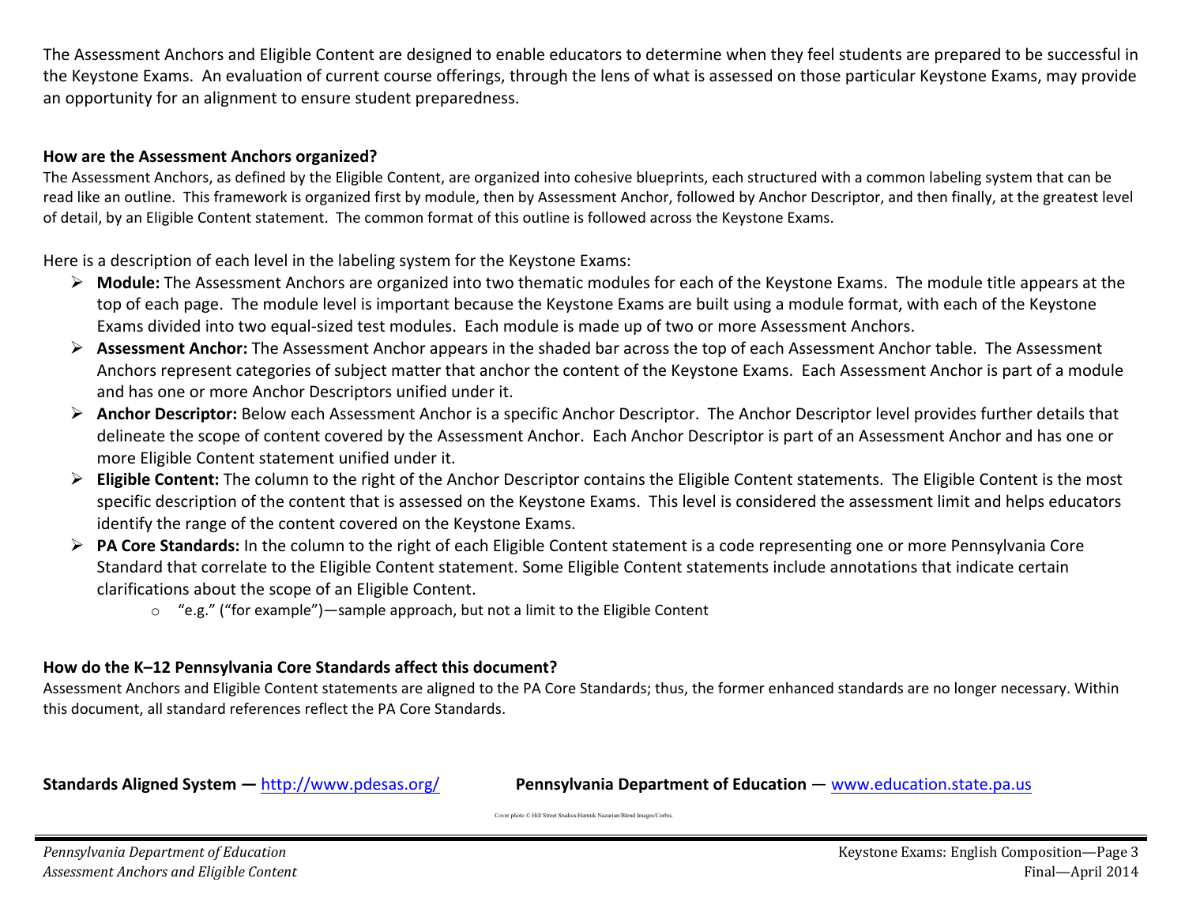The Assessment Anchors and Eligible Content are designed to enable educators to determine when they feel students are prepared to be successful in the Keystone Exams. An evaluation of current course offerings, through the lens of what is assessed on those particular Keystone Exams, may provide an opportunity for an alignment to ensure student preparedness.

### How are the Assessment Anchors organized?

The Assessment Anchors, as defined by the Eligible Content, are organized into cohesive blueprints, each structured with a common labeling system that can be read like an outline. This framework is organized first by module, then by Assessment Anchor, followed by Anchor Descriptor, and then finally, at the greatest level of detail, by an Eligible Content statement. The common format of this outline is followed across the Keystone Exams.

Here is a description of each level in the labeling system for the Keystone Exams:

- **Module:** The Assessment Anchors are organized into two thematic modules for each of the Keystone Exams. The module title appears at the top of each page. The module level is important because the Keystone Exams are built using a module format, with each of the Keystone Exams divided into two equal-sized test modules. Each module is made up of two or more Assessment Anchors.
- **Assessment Anchor:** The Assessment Anchor appears in the shaded bar across the top of each Assessment Anchor table. The Assessment Anchors represent categories of subject matter that anchor the content of the Keystone Exams. Each Assessment Anchor is part of a module and has one or more Anchor Descriptors unified under it.
- **Anchor Descriptor:** Below each Assessment Anchor is a specific Anchor Descriptor. The Anchor Descriptor level provides further details that delineate the scope of content covered by the Assessment Anchor. Each Anchor Descriptor is part of an Assessment Anchor and has one or more Eligible Content statement unified under it.
- **Eligible Content:** The column to the right of the Anchor Descriptor contains the Eligible Content statements. The Eligible Content is the most specific description of the content that is assessed on the Keystone Exams. This level is considered the assessment limit and helps educators identify the range of the content covered on the Keystone Exams.
- **PA Core Standards:** In the column to the right of each Eligible Content statement is a code representing one or more Pennsylvania Core Standard that correlate to the Eligible Content statement. Some Eligible Content statements include annotations that indicate certain clarifications about the scope of an Eligible Content.
  - "e.g." ("for example")—sample approach, but not a limit to the Eligible Content

### How do the K–12 Pennsylvania Core Standards affect this document?

Assessment Anchors and Eligible Content statements are aligned to the PA Core Standards; thus, the former enhanced standards are no longer necessary. Within this document, all standard references reflect the PA Core Standards.

**Standards Aligned System —** http://www.pdesas.org/ **Pennsylvania Department of Education** — www.education.state.pa.us

Cover photo © Hill Street Studios/Harnik Nazarian/Blend Images/Corbis.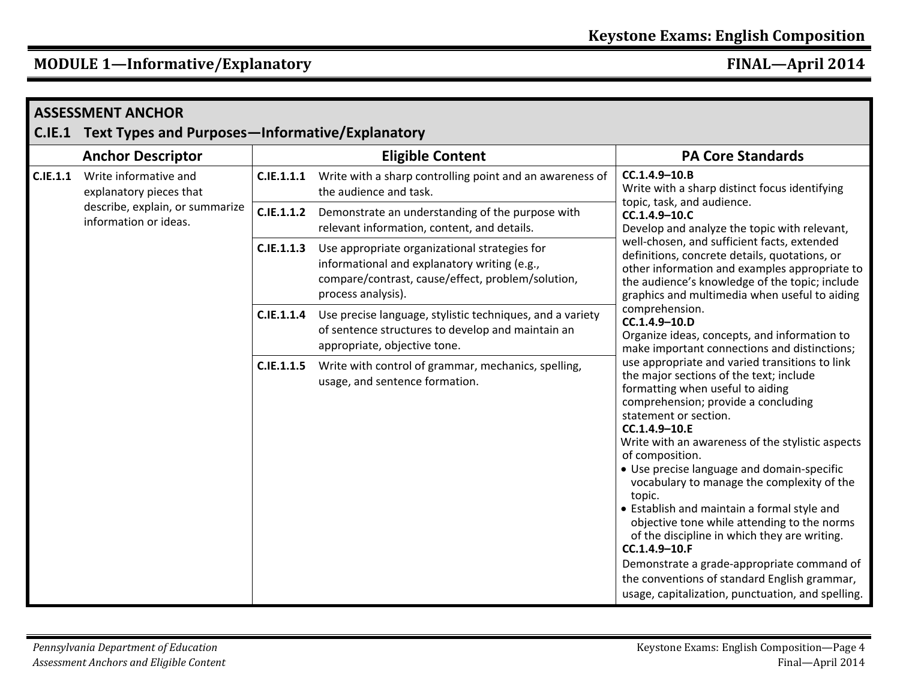## MODULE 1—Informative/Explanatory

| ASSESSMENT ANCHOR<br>C.IE.1 Text Types and Purposes—Informative/Explanatory | | | |
|---|---|---|---|
| **Anchor Descriptor** | | **Eligible Content** | **PA Core Standards** |
| **C.IE.1.1** Write informative and explanatory pieces that describe, explain, or summarize information or ideas. | **C.IE.1.1.1** | Write with a sharp controlling point and an awareness of the audience and task. | **CC.1.4.9–10.B**<br>Write with a sharp distinct focus identifying topic, task, and audience.<br>**CC.1.4.9–10.C**<br>Develop and analyze the topic with relevant, well-chosen, and sufficient facts, extended definitions, concrete details, quotations, or other information and examples appropriate to the audience's knowledge of the topic; include graphics and multimedia when useful to aiding comprehension.<br>**CC.1.4.9–10.D**<br>Organize ideas, concepts, and information to make important connections and distinctions; use appropriate and varied transitions to link the major sections of the text; include formatting when useful to aiding comprehension; provide a concluding statement or section.<br>**CC.1.4.9–10.E**<br>Write with an awareness of the stylistic aspects of composition.<br>• Use precise language and domain-specific vocabulary to manage the complexity of the topic.<br>• Establish and maintain a formal style and objective tone while attending to the norms of the discipline in which they are writing.<br>**CC.1.4.9–10.F**<br>Demonstrate a grade-appropriate command of the conventions of standard English grammar, usage, capitalization, punctuation, and spelling. |
| | **C.IE.1.1.2** | Demonstrate an understanding of the purpose with relevant information, content, and details. | |
| | **C.IE.1.1.3** | Use appropriate organizational strategies for informational and explanatory writing (e.g., compare/contrast, cause/effect, problem/solution, process analysis). | |
| | **C.IE.1.1.4** | Use precise language, stylistic techniques, and a variety of sentence structures to develop and maintain an appropriate, objective tone. | |
| | **C.IE.1.1.5** | Write with control of grammar, mechanics, spelling, usage, and sentence formation. | |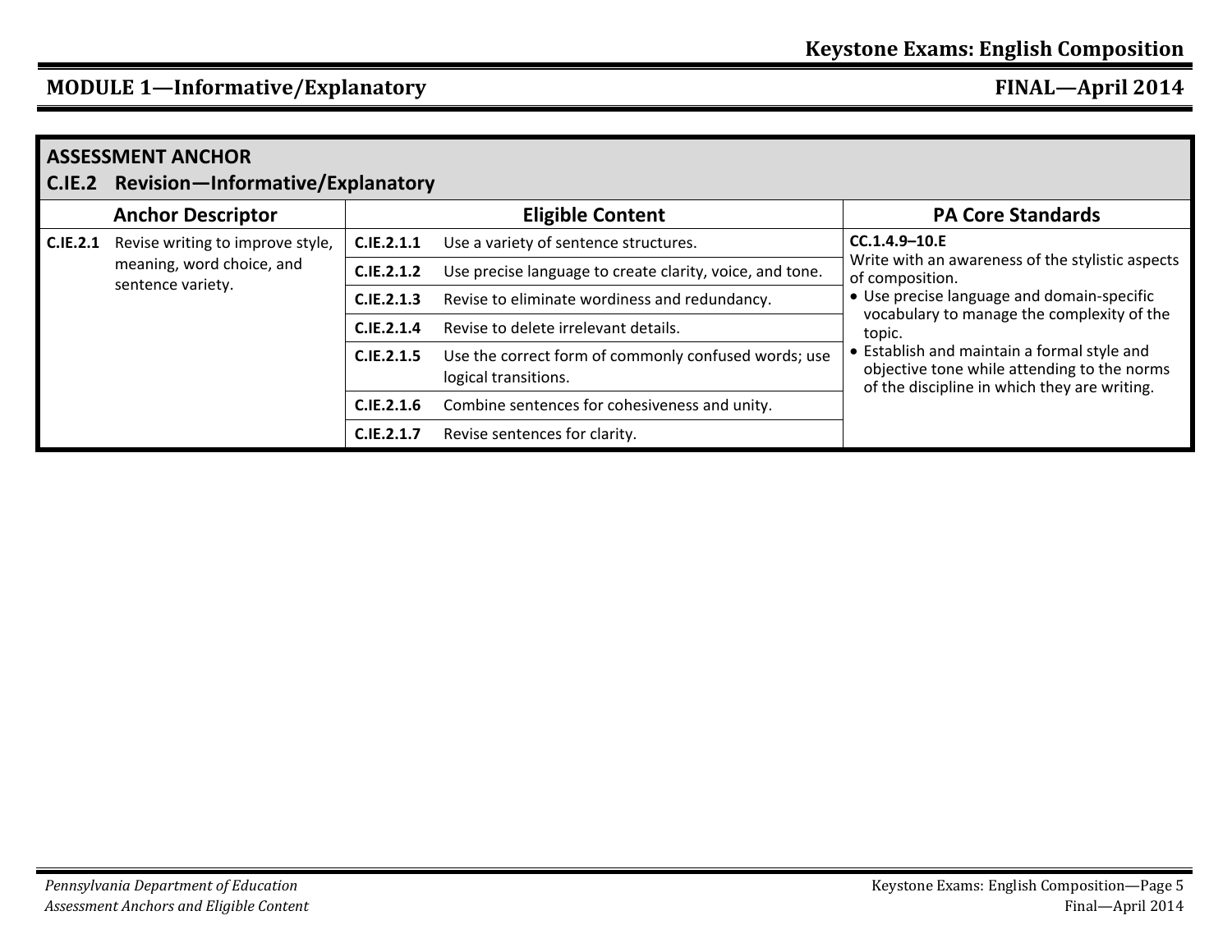## ASSESSMENT ANCHOR

### C.IE.2 Revision—Informative/Explanatory

| Anchor Descriptor | | Eligible Content | | PA Core Standards |
|---|---|---|---|---|
| **C.IE.2.1** | Revise writing to improve style, meaning, word choice, and sentence variety. | **C.IE.2.1.1** | Use a variety of sentence structures. | **CC.1.4.9–10.E** Write with an awareness of the stylistic aspects of composition. • Use precise language and domain-specific vocabulary to manage the complexity of the topic. • Establish and maintain a formal style and objective tone while attending to the norms of the discipline in which they are writing. |
| | | **C.IE.2.1.2** | Use precise language to create clarity, voice, and tone. | |
| | | **C.IE.2.1.3** | Revise to eliminate wordiness and redundancy. | |
| | | **C.IE.2.1.4** | Revise to delete irrelevant details. | |
| | | **C.IE.2.1.5** | Use the correct form of commonly confused words; use logical transitions. | |
| | | **C.IE.2.1.6** | Combine sentences for cohesiveness and unity. | |
| | | **C.IE.2.1.7** | Revise sentences for clarity. | |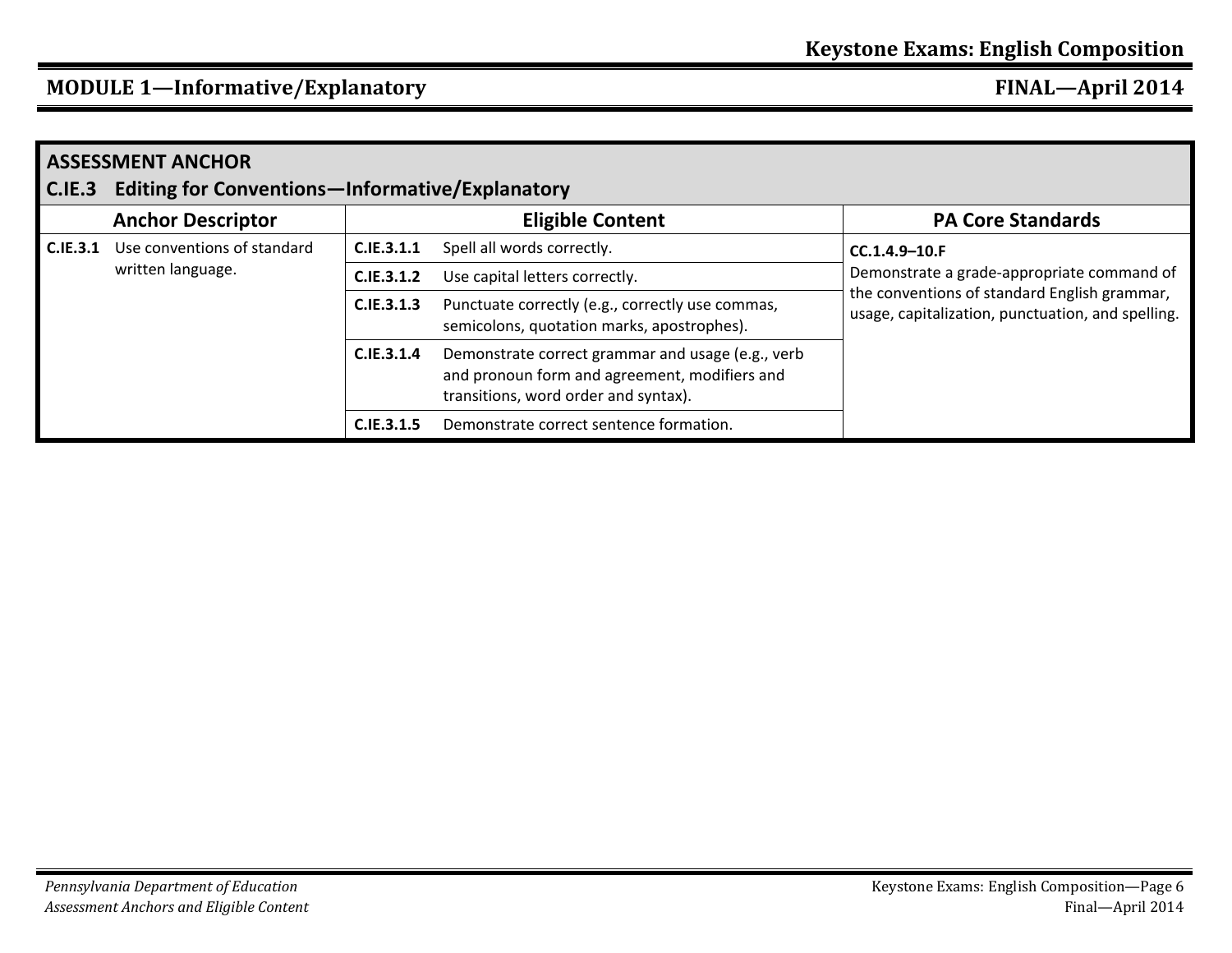## MODULE 1—Informative/Explanatory

### ASSESSMENT ANCHOR

### C.IE.3 Editing for Conventions—Informative/Explanatory

| Anchor Descriptor | | Eligible Content | | PA Core Standards |
|---|---|---|---|---|
| **C.IE.3.1** | Use conventions of standard written language. | **C.IE.3.1.1** | Spell all words correctly. | **CC.1.4.9–10.F** Demonstrate a grade-appropriate command of the conventions of standard English grammar, usage, capitalization, punctuation, and spelling. |
| | | **C.IE.3.1.2** | Use capital letters correctly. | |
| | | **C.IE.3.1.3** | Punctuate correctly (e.g., correctly use commas, semicolons, quotation marks, apostrophes). | |
| | | **C.IE.3.1.4** | Demonstrate correct grammar and usage (e.g., verb and pronoun form and agreement, modifiers and transitions, word order and syntax). | |
| | | **C.IE.3.1.5** | Demonstrate correct sentence formation. | |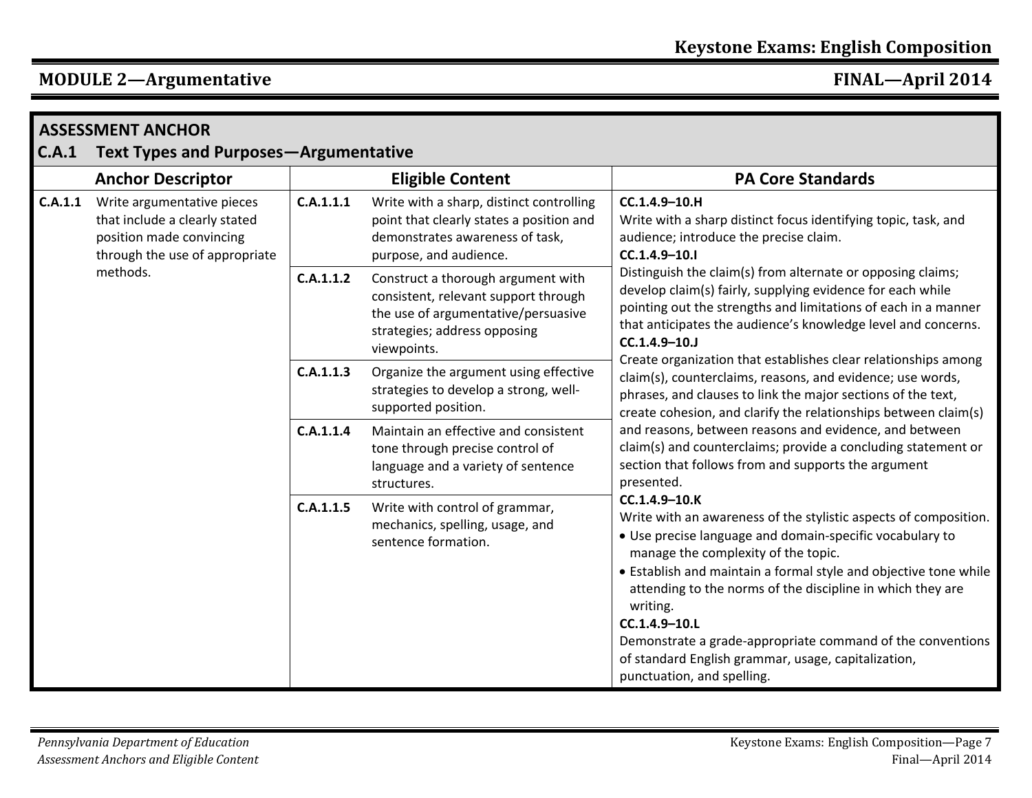## MODULE 2—Argumentative

### ASSESSMENT ANCHOR

### C.A.1 Text Types and Purposes—Argumentative

| Anchor Descriptor | Eligible Content | PA Core Standards |
|---|---|---|
| **C.A.1.1** Write argumentative pieces that include a clearly stated position made convincing through the use of appropriate methods. | **C.A.1.1.1** Write with a sharp, distinct controlling point that clearly states a position and demonstrates awareness of task, purpose, and audience. | **CC.1.4.9–10.H** Write with a sharp distinct focus identifying topic, task, and audience; introduce the precise claim. **CC.1.4.9–10.I** Distinguish the claim(s) from alternate or opposing claims; develop claim(s) fairly, supplying evidence for each while pointing out the strengths and limitations of each in a manner that anticipates the audience's knowledge level and concerns. **CC.1.4.9–10.J** Create organization that establishes clear relationships among claim(s), counterclaims, reasons, and evidence; use words, phrases, and clauses to link the major sections of the text, create cohesion, and clarify the relationships between claim(s) and reasons, between reasons and evidence, and between claim(s) and counterclaims; provide a concluding statement or section that follows from and supports the argument presented. **CC.1.4.9–10.K** Write with an awareness of the stylistic aspects of composition. • Use precise language and domain-specific vocabulary to manage the complexity of the topic. • Establish and maintain a formal style and objective tone while attending to the norms of the discipline in which they are writing. **CC.1.4.9–10.L** Demonstrate a grade-appropriate command of the conventions of standard English grammar, usage, capitalization, punctuation, and spelling. |
| | **C.A.1.1.2** Construct a thorough argument with consistent, relevant support through the use of argumentative/persuasive strategies; address opposing viewpoints. | |
| | **C.A.1.1.3** Organize the argument using effective strategies to develop a strong, well-supported position. | |
| | **C.A.1.1.4** Maintain an effective and consistent tone through precise control of language and a variety of sentence structures. | |
| | **C.A.1.1.5** Write with control of grammar, mechanics, spelling, usage, and sentence formation. | |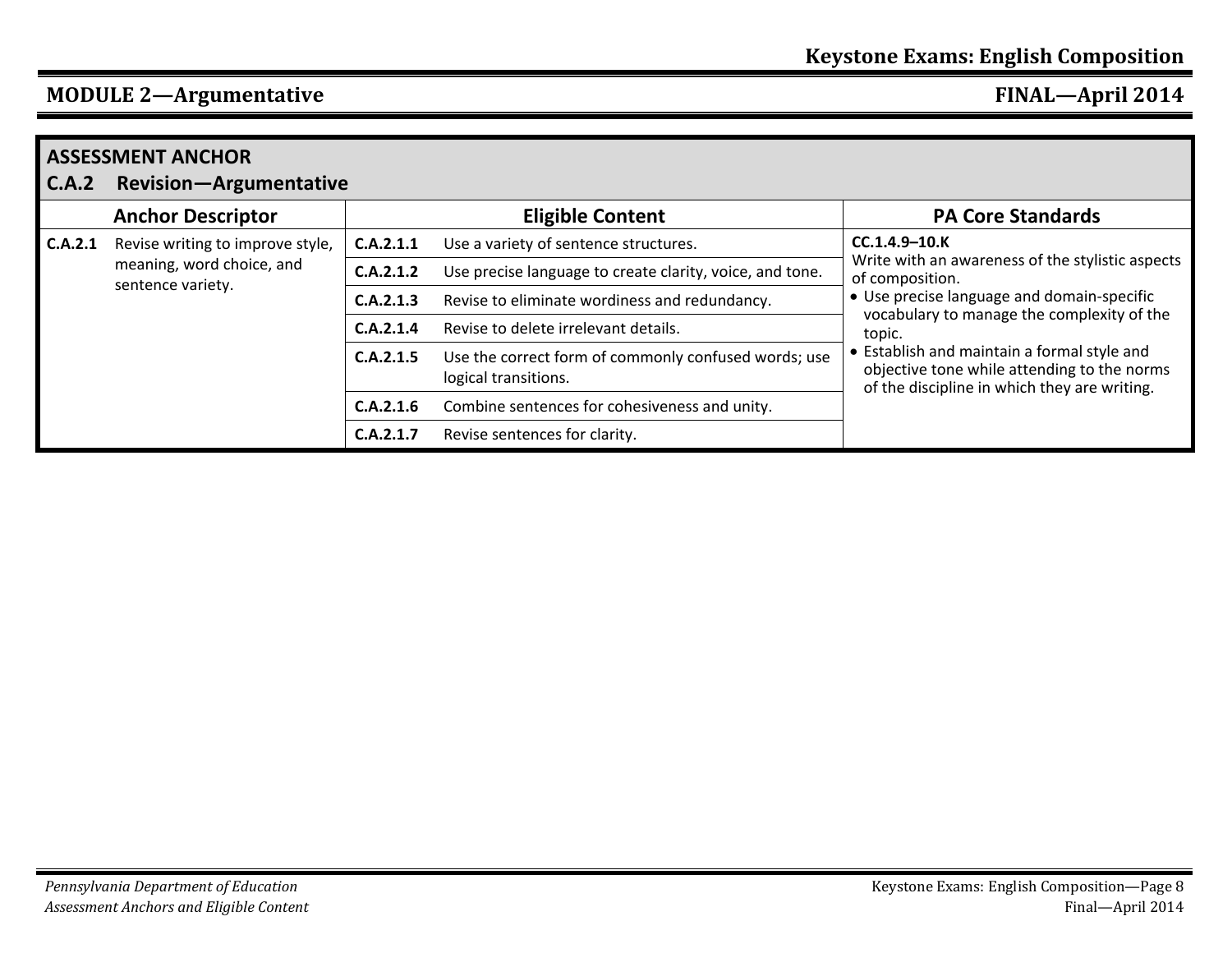## MODULE 2—Argumentative

| ASSESSMENT ANCHOR<br>C.A.2 Revision—Argumentative | | | | |
|---|---|---|---|---|
| **Anchor Descriptor** | | **Eligible Content** | | **PA Core Standards** |
| **C.A.2.1** | Revise writing to improve style, meaning, word choice, and sentence variety. | **C.A.2.1.1** | Use a variety of sentence structures. | **CC.1.4.9–10.K**<br>Write with an awareness of the stylistic aspects of composition.<br>• Use precise language and domain-specific vocabulary to manage the complexity of the topic.<br>• Establish and maintain a formal style and objective tone while attending to the norms of the discipline in which they are writing. |
| | | **C.A.2.1.2** | Use precise language to create clarity, voice, and tone. | |
| | | **C.A.2.1.3** | Revise to eliminate wordiness and redundancy. | |
| | | **C.A.2.1.4** | Revise to delete irrelevant details. | |
| | | **C.A.2.1.5** | Use the correct form of commonly confused words; use logical transitions. | |
| | | **C.A.2.1.6** | Combine sentences for cohesiveness and unity. | |
| | | **C.A.2.1.7** | Revise sentences for clarity. | |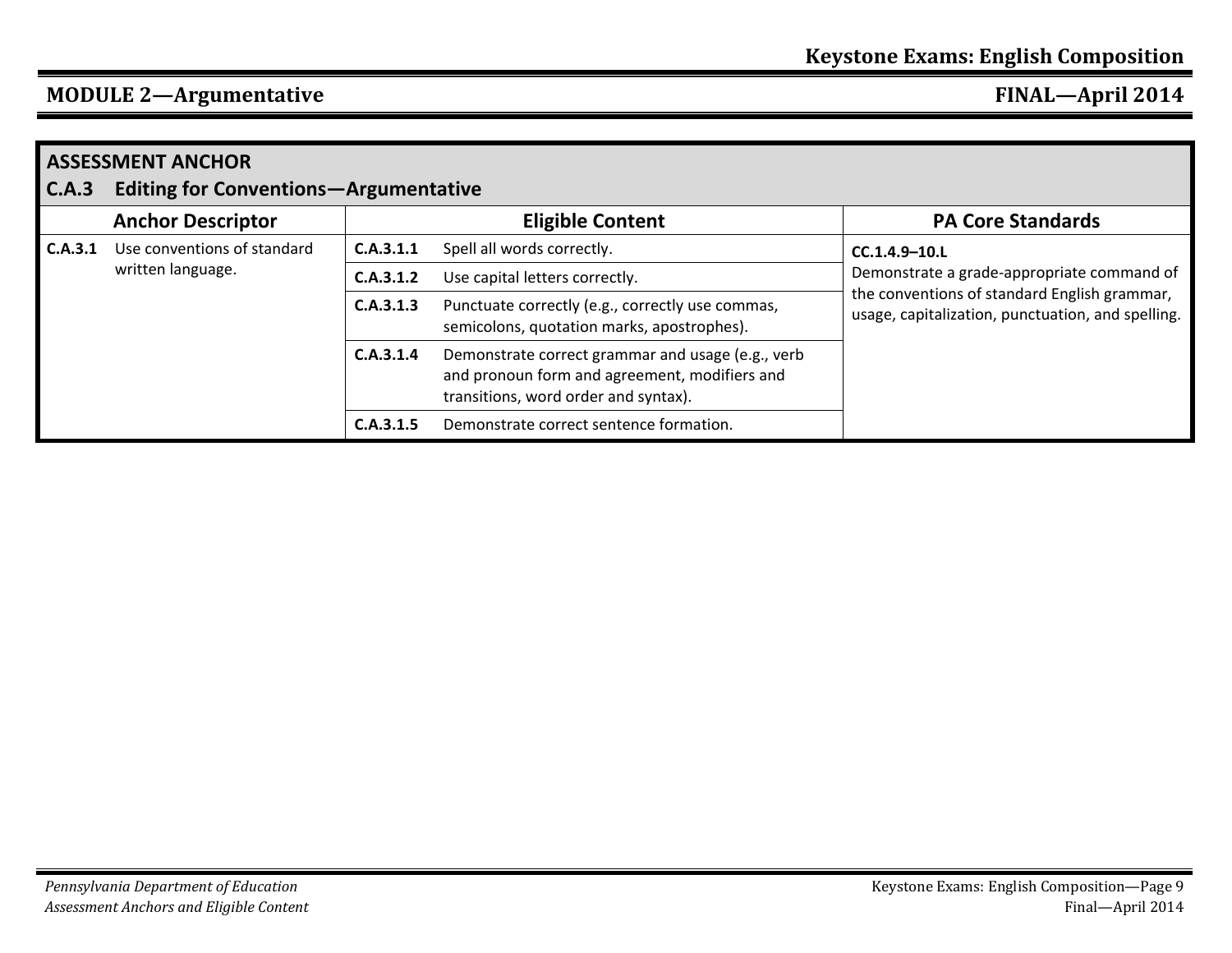## MODULE 2—Argumentative

| ASSESSMENT ANCHOR C.A.3 Editing for Conventions—Argumentative | | | | |
|---|---|---|---|---|
| **Anchor Descriptor** | | **Eligible Content** | | **PA Core Standards** |
| **C.A.3.1** | Use conventions of standard written language. | **C.A.3.1.1** | Spell all words correctly. | **CC.1.4.9–10.L** Demonstrate a grade-appropriate command of the conventions of standard English grammar, usage, capitalization, punctuation, and spelling. |
| | | **C.A.3.1.2** | Use capital letters correctly. | |
| | | **C.A.3.1.3** | Punctuate correctly (e.g., correctly use commas, semicolons, quotation marks, apostrophes). | |
| | | **C.A.3.1.4** | Demonstrate correct grammar and usage (e.g., verb and pronoun form and agreement, modifiers and transitions, word order and syntax). | |
| | | **C.A.3.1.5** | Demonstrate correct sentence formation. | |